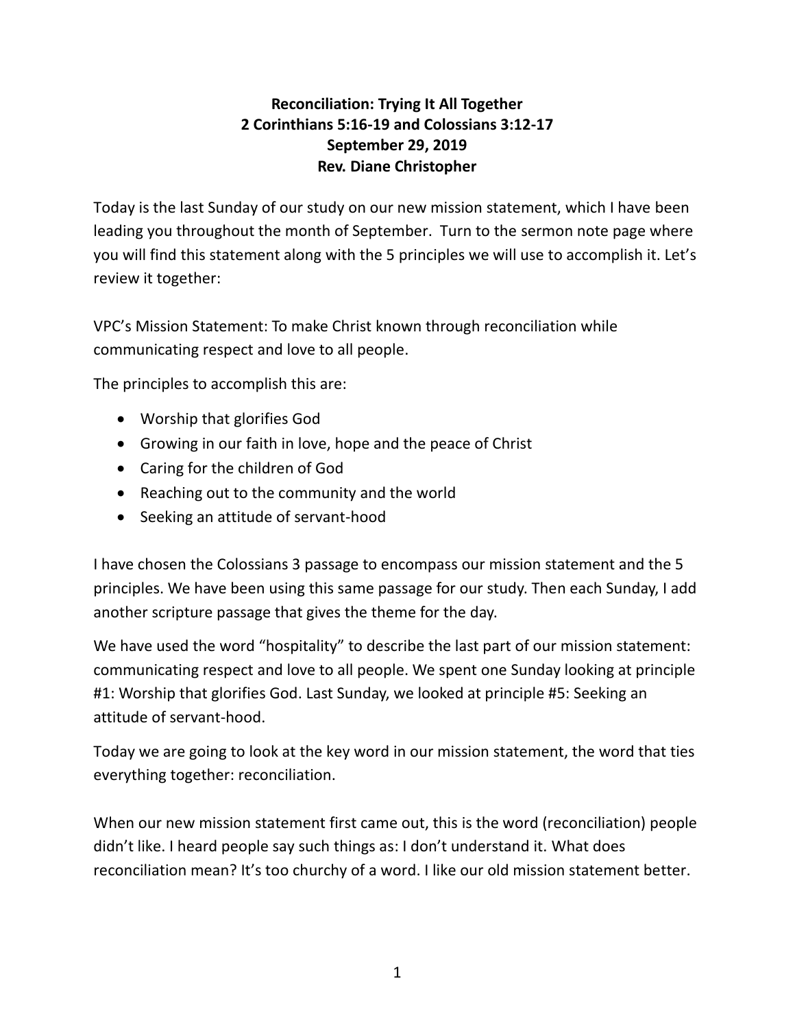**Reconciliation: Trying It All Together**
**2 Corinthians 5:16-19 and Colossians 3:12-17**
**September 29, 2019**
**Rev. Diane Christopher**

Today is the last Sunday of our study on our new mission statement, which I have been leading you throughout the month of September. Turn to the sermon note page where you will find this statement along with the 5 principles we will use to accomplish it. Let's review it together:

VPC's Mission Statement: To make Christ known through reconciliation while communicating respect and love to all people.

The principles to accomplish this are:

- Worship that glorifies God
- Growing in our faith in love, hope and the peace of Christ
- Caring for the children of God
- Reaching out to the community and the world
- Seeking an attitude of servant-hood

I have chosen the Colossians 3 passage to encompass our mission statement and the 5 principles. We have been using this same passage for our study. Then each Sunday, I add another scripture passage that gives the theme for the day.

We have used the word "hospitality" to describe the last part of our mission statement: communicating respect and love to all people. We spent one Sunday looking at principle #1: Worship that glorifies God. Last Sunday, we looked at principle #5: Seeking an attitude of servant-hood.

Today we are going to look at the key word in our mission statement, the word that ties everything together: reconciliation.

When our new mission statement first came out, this is the word (reconciliation) people didn't like. I heard people say such things as: I don't understand it. What does reconciliation mean? It's too churchy of a word. I like our old mission statement better.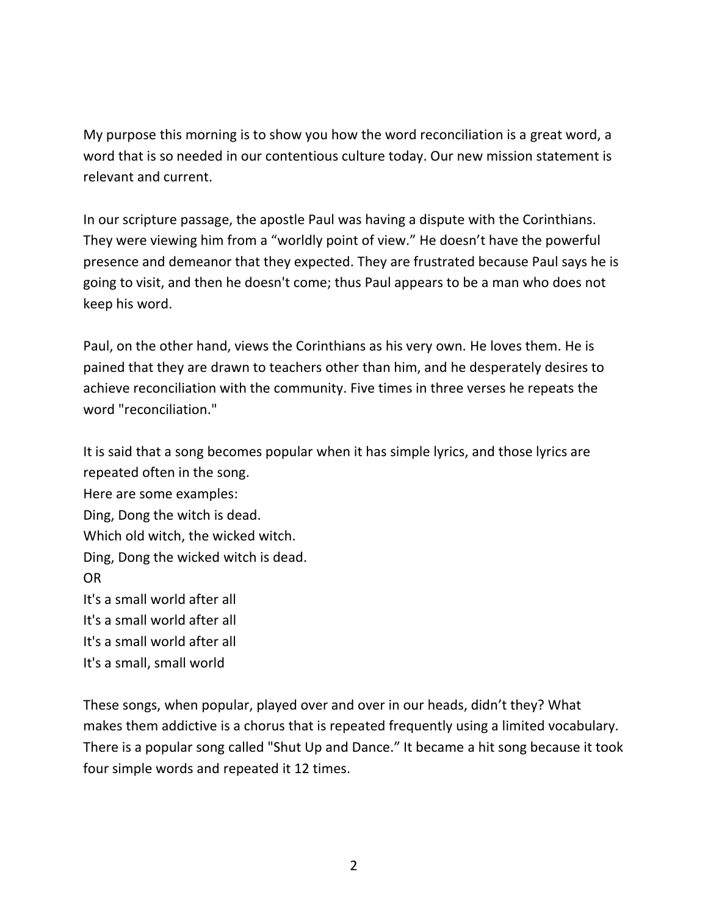My purpose this morning is to show you how the word reconciliation is a great word, a word that is so needed in our contentious culture today. Our new mission statement is relevant and current.

In our scripture passage, the apostle Paul was having a dispute with the Corinthians. They were viewing him from a "worldly point of view." He doesn't have the powerful presence and demeanor that they expected. They are frustrated because Paul says he is going to visit, and then he doesn't come; thus Paul appears to be a man who does not keep his word.

Paul, on the other hand, views the Corinthians as his very own. He loves them. He is pained that they are drawn to teachers other than him, and he desperately desires to achieve reconciliation with the community. Five times in three verses he repeats the word "reconciliation."

It is said that a song becomes popular when it has simple lyrics, and those lyrics are repeated often in the song.
Here are some examples:
Ding, Dong the witch is dead.
Which old witch, the wicked witch.
Ding, Dong the wicked witch is dead.
OR
It's a small world after all
It's a small world after all
It's a small world after all
It's a small, small world

These songs, when popular, played over and over in our heads, didn't they? What makes them addictive is a chorus that is repeated frequently using a limited vocabulary. There is a popular song called "Shut Up and Dance." It became a hit song because it took four simple words and repeated it 12 times.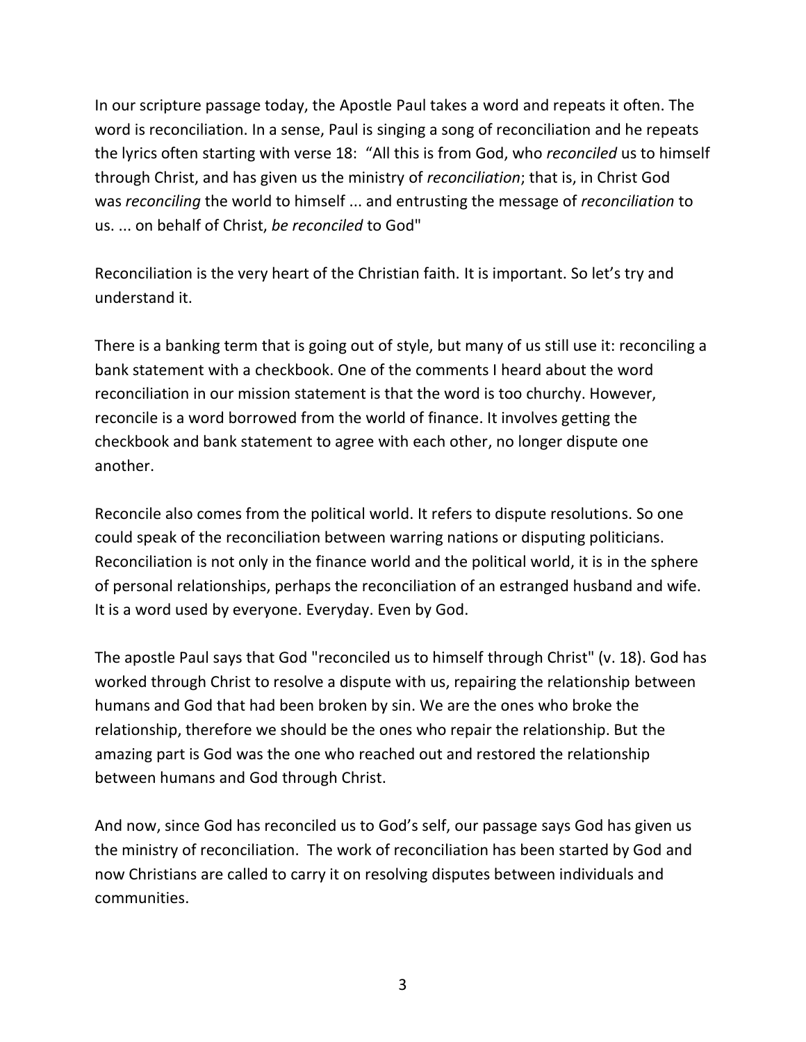In our scripture passage today, the Apostle Paul takes a word and repeats it often. The word is reconciliation. In a sense, Paul is singing a song of reconciliation and he repeats the lyrics often starting with verse 18: "All this is from God, who *reconciled* us to himself through Christ, and has given us the ministry of *reconciliation*; that is, in Christ God was *reconciling* the world to himself ... and entrusting the message of *reconciliation* to us. ... on behalf of Christ, *be reconciled* to God"

Reconciliation is the very heart of the Christian faith. It is important. So let's try and understand it.

There is a banking term that is going out of style, but many of us still use it: reconciling a bank statement with a checkbook. One of the comments I heard about the word reconciliation in our mission statement is that the word is too churchy. However, reconcile is a word borrowed from the world of finance. It involves getting the checkbook and bank statement to agree with each other, no longer dispute one another.

Reconcile also comes from the political world. It refers to dispute resolutions. So one could speak of the reconciliation between warring nations or disputing politicians. Reconciliation is not only in the finance world and the political world, it is in the sphere of personal relationships, perhaps the reconciliation of an estranged husband and wife. It is a word used by everyone. Everyday. Even by God.

The apostle Paul says that God "reconciled us to himself through Christ" (v. 18). God has worked through Christ to resolve a dispute with us, repairing the relationship between humans and God that had been broken by sin. We are the ones who broke the relationship, therefore we should be the ones who repair the relationship. But the amazing part is God was the one who reached out and restored the relationship between humans and God through Christ.

And now, since God has reconciled us to God's self, our passage says God has given us the ministry of reconciliation. The work of reconciliation has been started by God and now Christians are called to carry it on resolving disputes between individuals and communities.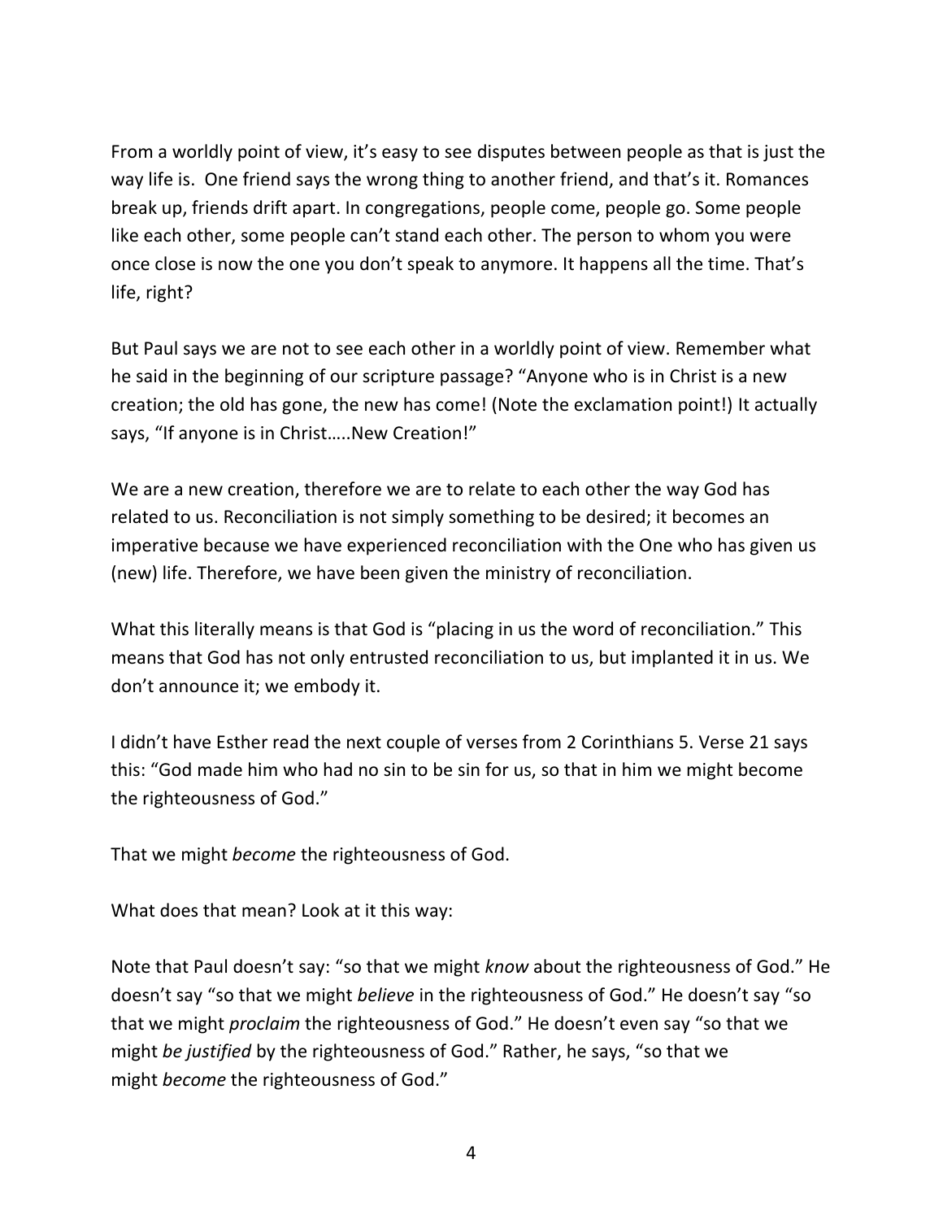From a worldly point of view, it's easy to see disputes between people as that is just the way life is.  One friend says the wrong thing to another friend, and that's it. Romances break up, friends drift apart. In congregations, people come, people go. Some people like each other, some people can't stand each other. The person to whom you were once close is now the one you don't speak to anymore. It happens all the time. That's life, right?

But Paul says we are not to see each other in a worldly point of view. Remember what he said in the beginning of our scripture passage? "Anyone who is in Christ is a new creation; the old has gone, the new has come! (Note the exclamation point!) It actually says, "If anyone is in Christ…..New Creation!"

We are a new creation, therefore we are to relate to each other the way God has related to us. Reconciliation is not simply something to be desired; it becomes an imperative because we have experienced reconciliation with the One who has given us (new) life. Therefore, we have been given the ministry of reconciliation.

What this literally means is that God is "placing in us the word of reconciliation." This means that God has not only entrusted reconciliation to us, but implanted it in us. We don't announce it; we embody it.

I didn't have Esther read the next couple of verses from 2 Corinthians 5. Verse 21 says this: "God made him who had no sin to be sin for us, so that in him we might become the righteousness of God."

That we might *become* the righteousness of God.

What does that mean? Look at it this way:

Note that Paul doesn't say: "so that we might *know* about the righteousness of God." He doesn't say "so that we might *believe* in the righteousness of God." He doesn't say "so that we might *proclaim* the righteousness of God." He doesn't even say "so that we might *be justified* by the righteousness of God." Rather, he says, "so that we might *become* the righteousness of God."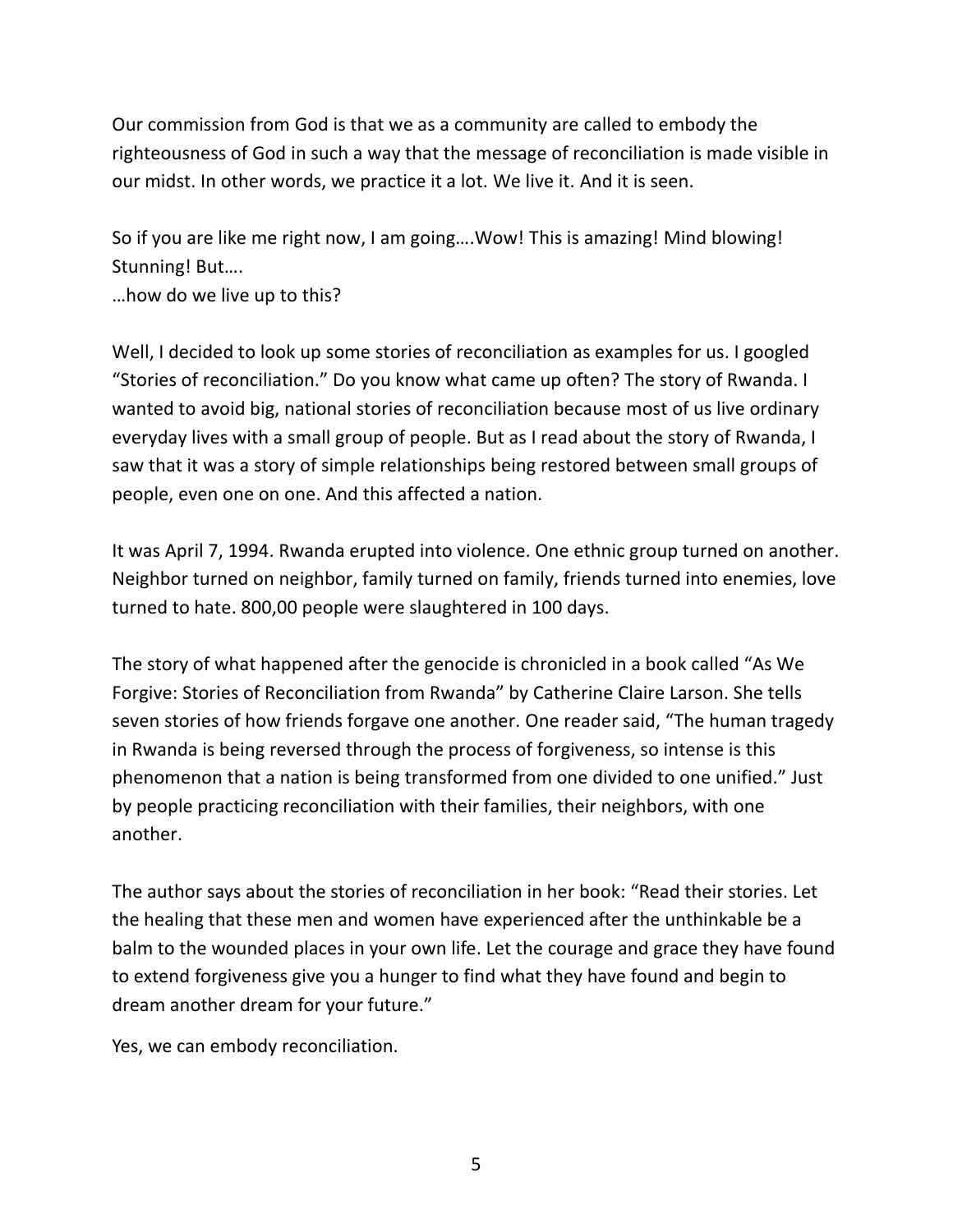Our commission from God is that we as a community are called to embody the righteousness of God in such a way that the message of reconciliation is made visible in our midst. In other words, we practice it a lot. We live it. And it is seen.

So if you are like me right now, I am going….Wow! This is amazing! Mind blowing! Stunning! But….
…how do we live up to this?

Well, I decided to look up some stories of reconciliation as examples for us. I googled "Stories of reconciliation." Do you know what came up often? The story of Rwanda. I wanted to avoid big, national stories of reconciliation because most of us live ordinary everyday lives with a small group of people. But as I read about the story of Rwanda, I saw that it was a story of simple relationships being restored between small groups of people, even one on one. And this affected a nation.

It was April 7, 1994. Rwanda erupted into violence. One ethnic group turned on another. Neighbor turned on neighbor, family turned on family, friends turned into enemies, love turned to hate. 800,00 people were slaughtered in 100 days.

The story of what happened after the genocide is chronicled in a book called "As We Forgive: Stories of Reconciliation from Rwanda" by Catherine Claire Larson. She tells seven stories of how friends forgave one another. One reader said, "The human tragedy in Rwanda is being reversed through the process of forgiveness, so intense is this phenomenon that a nation is being transformed from one divided to one unified." Just by people practicing reconciliation with their families, their neighbors, with one another.

The author says about the stories of reconciliation in her book: "Read their stories. Let the healing that these men and women have experienced after the unthinkable be a balm to the wounded places in your own life. Let the courage and grace they have found to extend forgiveness give you a hunger to find what they have found and begin to dream another dream for your future."

Yes, we can embody reconciliation.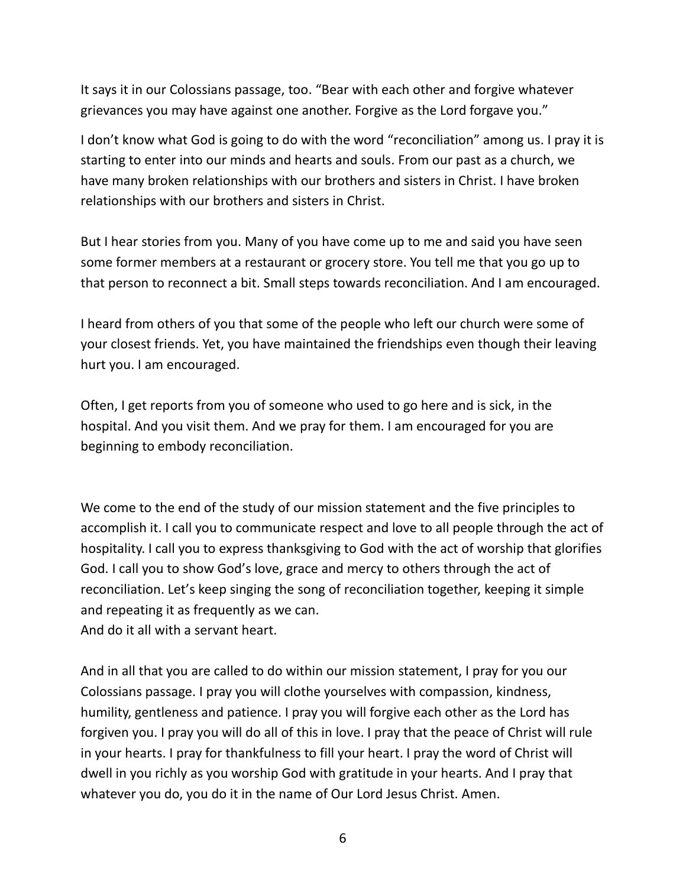It says it in our Colossians passage, too. "Bear with each other and forgive whatever grievances you may have against one another. Forgive as the Lord forgave you."

I don't know what God is going to do with the word "reconciliation" among us. I pray it is starting to enter into our minds and hearts and souls. From our past as a church, we have many broken relationships with our brothers and sisters in Christ. I have broken relationships with our brothers and sisters in Christ.

But I hear stories from you. Many of you have come up to me and said you have seen some former members at a restaurant or grocery store. You tell me that you go up to that person to reconnect a bit. Small steps towards reconciliation. And I am encouraged.

I heard from others of you that some of the people who left our church were some of your closest friends. Yet, you have maintained the friendships even though their leaving hurt you. I am encouraged.

Often, I get reports from you of someone who used to go here and is sick, in the hospital. And you visit them. And we pray for them. I am encouraged for you are beginning to embody reconciliation.

We come to the end of the study of our mission statement and the five principles to accomplish it. I call you to communicate respect and love to all people through the act of hospitality. I call you to express thanksgiving to God with the act of worship that glorifies God. I call you to show God's love, grace and mercy to others through the act of reconciliation. Let's keep singing the song of reconciliation together, keeping it simple and repeating it as frequently as we can.
And do it all with a servant heart.

And in all that you are called to do within our mission statement, I pray for you our Colossians passage. I pray you will clothe yourselves with compassion, kindness, humility, gentleness and patience. I pray you will forgive each other as the Lord has forgiven you. I pray you will do all of this in love. I pray that the peace of Christ will rule in your hearts. I pray for thankfulness to fill your heart. I pray the word of Christ will dwell in you richly as you worship God with gratitude in your hearts. And I pray that whatever you do, you do it in the name of Our Lord Jesus Christ. Amen.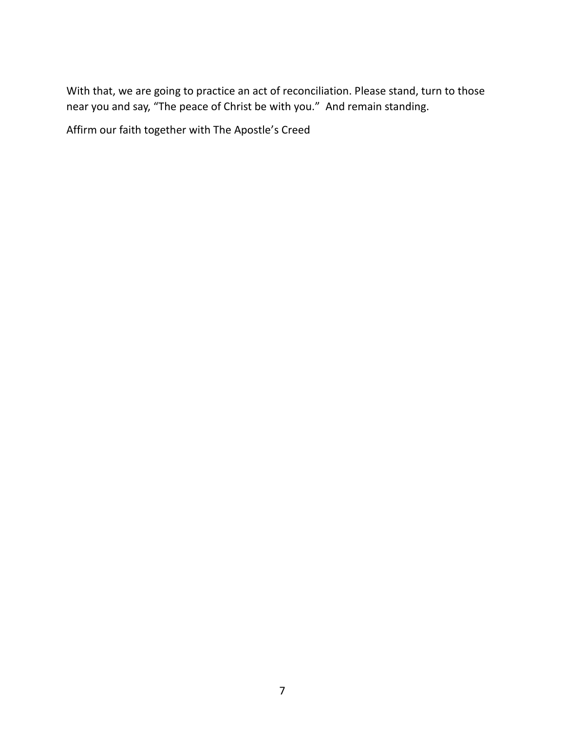With that, we are going to practice an act of reconciliation. Please stand, turn to those near you and say, “The peace of Christ be with you.”  And remain standing.

Affirm our faith together with The Apostle’s Creed